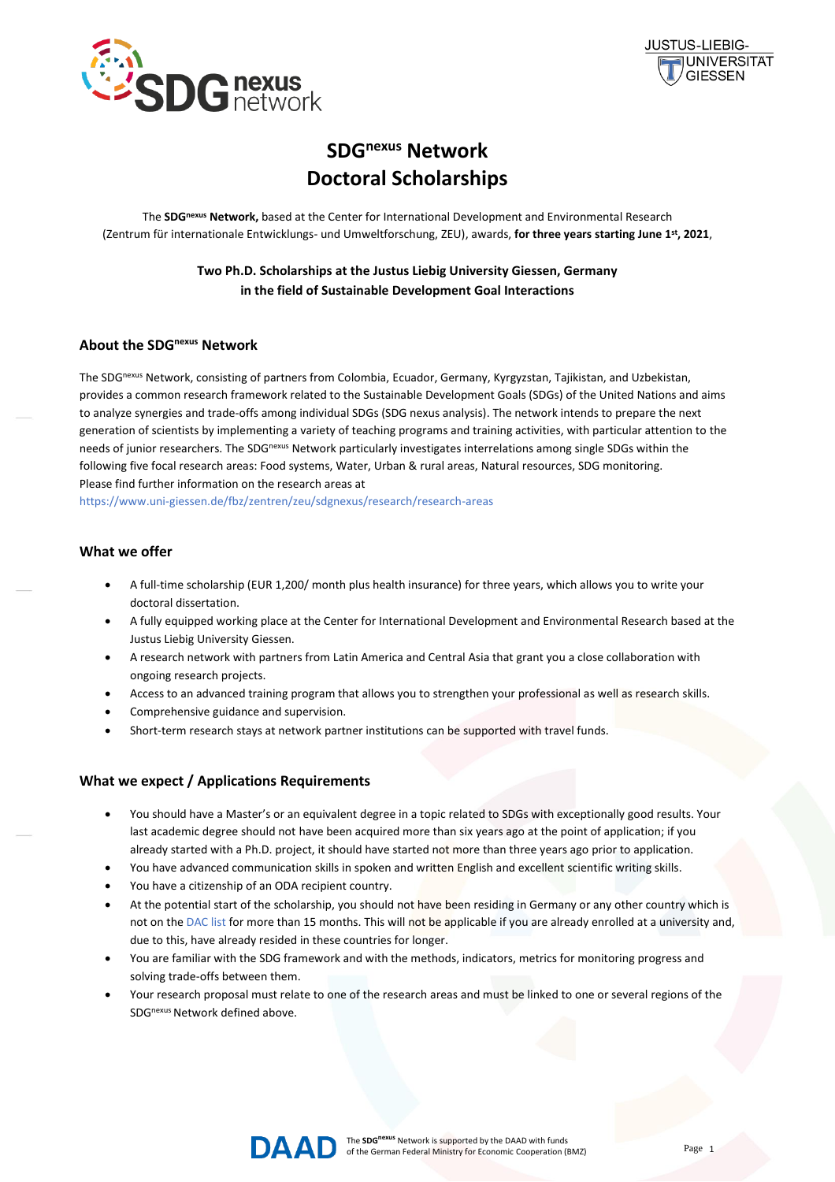# SDG$^{nexus}$ Network Doctoral Scholarships

The **SDG$^{nexus}$ Network,** based at the Center for International Development and Environmental Research (Zentrum für internationale Entwicklungs- und Umweltforschung, ZEU), awards, **for three years starting June 1st, 2021**,

**Two Ph.D. Scholarships at the Justus Liebig University Giessen, Germany in the field of Sustainable Development Goal Interactions**

## About the SDG$^{nexus}$ Network

The SDG$^{nexus}$ Network, consisting of partners from Colombia, Ecuador, Germany, Kyrgyzstan, Tajikistan, and Uzbekistan, provides a common research framework related to the Sustainable Development Goals (SDGs) of the United Nations and aims to analyze synergies and trade-offs among individual SDGs (SDG nexus analysis). The network intends to prepare the next generation of scientists by implementing a variety of teaching programs and training activities, with particular attention to the needs of junior researchers. The SDG$^{nexus}$ Network particularly investigates interrelations among single SDGs within the following five focal research areas: Food systems, Water, Urban & rural areas, Natural resources, SDG monitoring.
Please find further information on the research areas at
https://www.uni-giessen.de/fbz/zentren/zeu/sdgnexus/research/research-areas

## What we offer

- A full-time scholarship (EUR 1,200/ month plus health insurance) for three years, which allows you to write your doctoral dissertation.
- A fully equipped working place at the Center for International Development and Environmental Research based at the Justus Liebig University Giessen.
- A research network with partners from Latin America and Central Asia that grant you a close collaboration with ongoing research projects.
- Access to an advanced training program that allows you to strengthen your professional as well as research skills.
- Comprehensive guidance and supervision.
- Short-term research stays at network partner institutions can be supported with travel funds.

## What we expect / Applications Requirements

- You should have a Master's or an equivalent degree in a topic related to SDGs with exceptionally good results. Your last academic degree should not have been acquired more than six years ago at the point of application; if you already started with a Ph.D. project, it should have started not more than three years ago prior to application.
- You have advanced communication skills in spoken and written English and excellent scientific writing skills.
- You have a citizenship of an ODA recipient country.
- At the potential start of the scholarship, you should not have been residing in Germany or any other country which is not on the DAC list for more than 15 months. This will not be applicable if you are already enrolled at a university and, due to this, have already resided in these countries for longer.
- You are familiar with the SDG framework and with the methods, indicators, metrics for monitoring progress and solving trade-offs between them.
- Your research proposal must relate to one of the research areas and must be linked to one or several regions of the SDG$^{nexus}$ Network defined above.

The SDG$^{nexus}$ Network is supported by the DAAD with funds of the German Federal Ministry for Economic Cooperation (BMZ)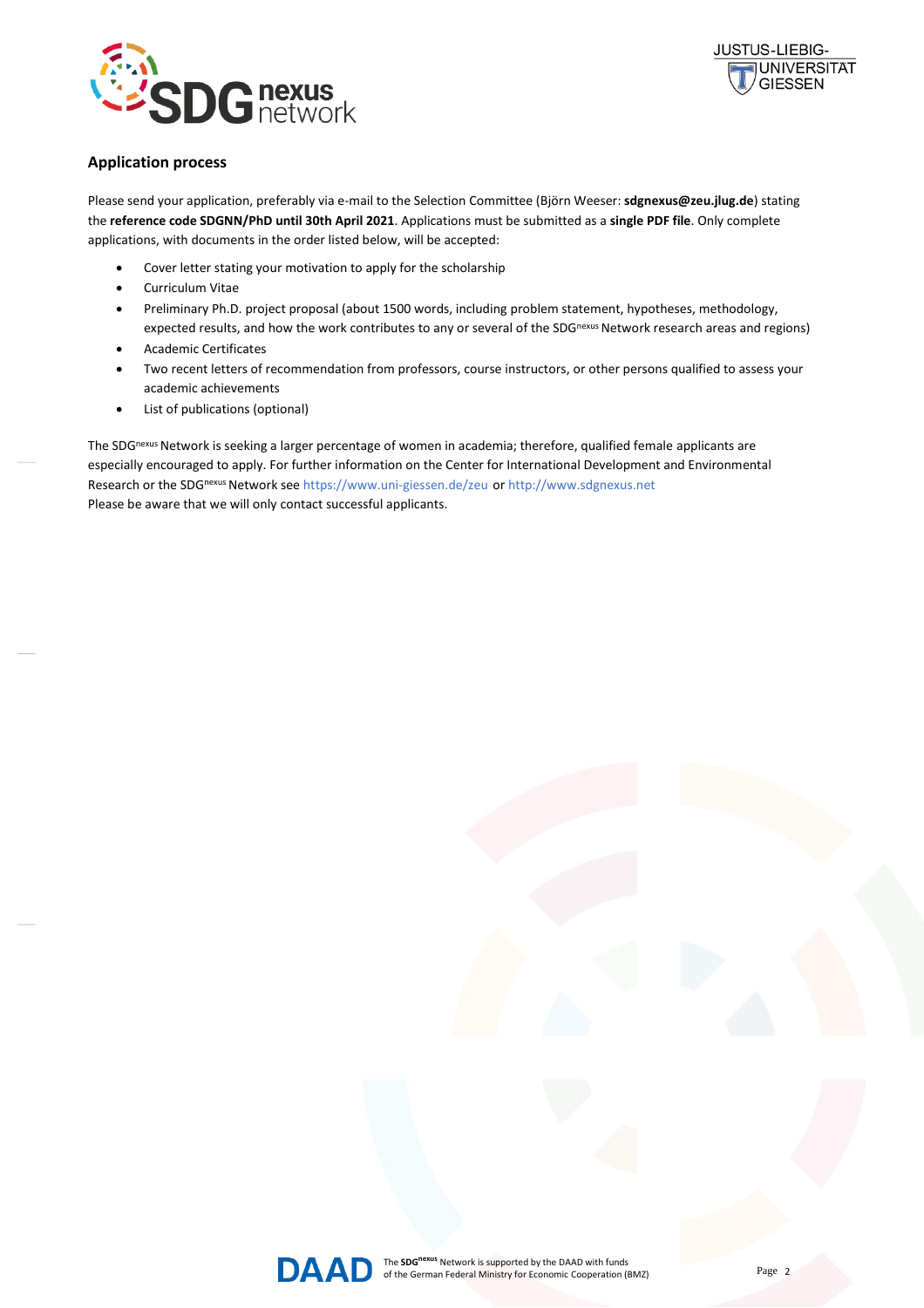## Application process

Please send your application, preferably via e-mail to the Selection Committee (Björn Weeser: **sdgnexus@zeu.jlug.de**) stating the **reference code SDGNN/PhD until 30th April 2021**. Applications must be submitted as a **single PDF file**. Only complete applications, with documents in the order listed below, will be accepted:

- Cover letter stating your motivation to apply for the scholarship
- Curriculum Vitae
- Preliminary Ph.D. project proposal (about 1500 words, including problem statement, hypotheses, methodology, expected results, and how the work contributes to any or several of the SDG[nexus] Network research areas and regions)
- Academic Certificates
- Two recent letters of recommendation from professors, course instructors, or other persons qualified to assess your academic achievements
- List of publications (optional)

The SDG[nexus] Network is seeking a larger percentage of women in academia; therefore, qualified female applicants are especially encouraged to apply. For further information on the Center for International Development and Environmental Research or the SDG[nexus] Network see https://www.uni-giessen.de/zeu or http://www.sdgnexus.net
Please be aware that we will only contact successful applicants.

The **SDG[nexus]** Network is supported by the DAAD with funds of the German Federal Ministry for Economic Cooperation (BMZ)